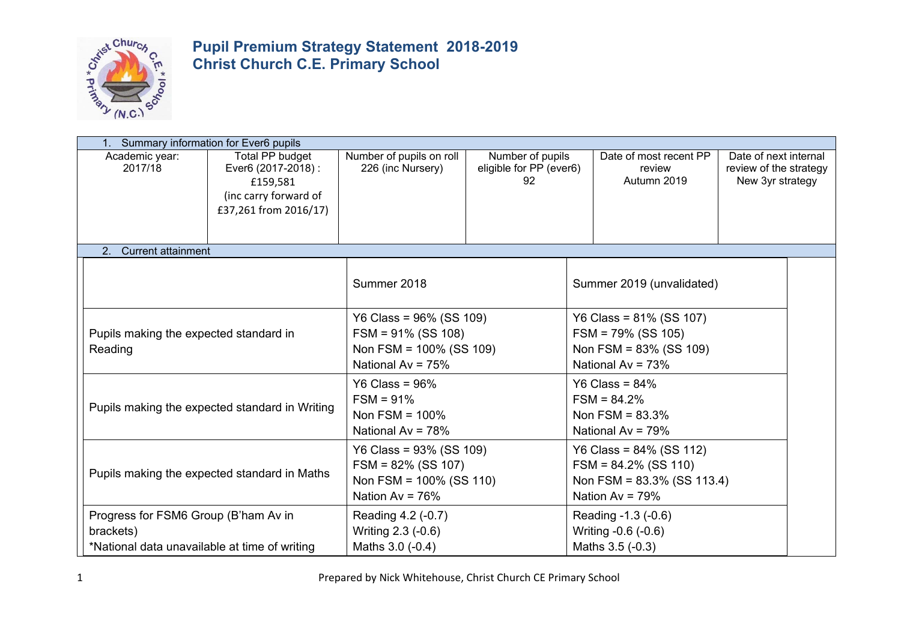# Pupil Premium Strategy Statement 2018-2019
# Christ Church C.E. Primary School

| 1. Summary information for Ever6 pupils | | | | | |
|---|---|---|---|---|---|
| Academic year: 2017/18 | Total PP budget Ever6 (2017-2018) : £159,581 (inc carry forward of £37,261 from 2016/17) | Number of pupils on roll 226 (inc Nursery) | Number of pupils eligible for PP (ever6) 92 | Date of most recent PP review Autumn 2019 | Date of next internal review of the strategy New 3yr strategy |

**2. Current attainment**

| | Summer 2018 | Summer 2019 (unvalidated) |
|---|---|---|
| Pupils making the expected standard in Reading | Y6 Class = 96% (SS 109)<br>FSM = 91% (SS 108)<br>Non FSM = 100% (SS 109)<br>National Av = 75% | Y6 Class = 81% (SS 107)<br>FSM = 79% (SS 105)<br>Non FSM = 83% (SS 109)<br>National Av = 73% |
| Pupils making the expected standard in Writing | Y6 Class = 96%<br>FSM = 91%<br>Non FSM = 100%<br>National Av = 78% | Y6 Class = 84%<br>FSM = 84.2%<br>Non FSM = 83.3%<br>National Av = 79% |
| Pupils making the expected standard in Maths | Y6 Class = 93% (SS 109)<br>FSM = 82% (SS 107)<br>Non FSM = 100% (SS 110)<br>Nation Av = 76% | Y6 Class = 84% (SS 112)<br>FSM = 84.2% (SS 110)<br>Non FSM = 83.3% (SS 113.4)<br>Nation Av = 79% |
| Progress for FSM6 Group (B'ham Av in brackets)<br>*National data unavailable at time of writing | Reading 4.2 (-0.7)<br>Writing 2.3 (-0.6)<br>Maths 3.0 (-0.4) | Reading -1.3 (-0.6)<br>Writing -0.6 (-0.6)<br>Maths 3.5 (-0.3) |

Prepared by Nick Whitehouse, Christ Church CE Primary School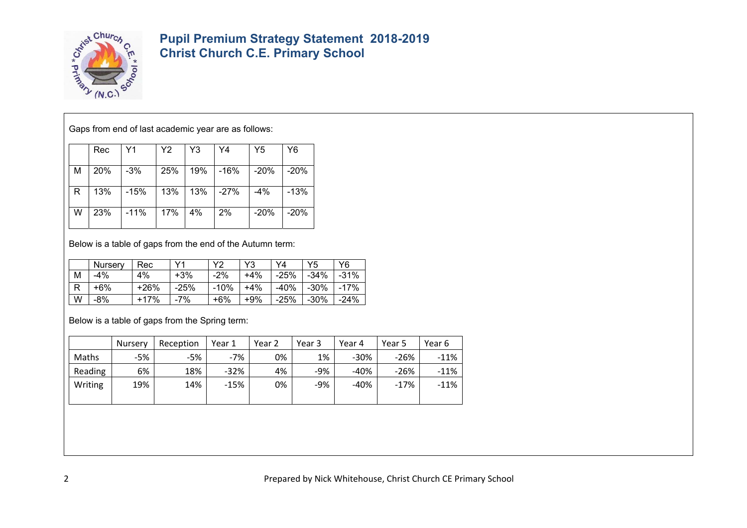# Pupil Premium Strategy Statement 2018-2019
## Christ Church C.E. Primary School

Gaps from end of last academic year are as follows:

| | Rec | Y1 | Y2 | Y3 | Y4 | Y5 | Y6 |
|---|---|---|---|---|---|---|---|
| M | 20% | -3% | 25% | 19% | -16% | -20% | -20% |
| R | 13% | -15% | 13% | 13% | -27% | -4% | -13% |
| W | 23% | -11% | 17% | 4% | 2% | -20% | -20% |

Below is a table of gaps from the end of the Autumn term:

| | Nursery | Rec | Y1 | Y2 | Y3 | Y4 | Y5 | Y6 |
|---|---|---|---|---|---|---|---|---|
| M | -4% | 4% | +3% | -2% | +4% | -25% | -34% | -31% |
| R | +6% | +26% | -25% | -10% | +4% | -40% | -30% | -17% |
| W | -8% | +17% | -7% | +6% | +9% | -25% | -30% | -24% |

Below is a table of gaps from the Spring term:

| | Nursery | Reception | Year 1 | Year 2 | Year 3 | Year 4 | Year 5 | Year 6 |
|---|---|---|---|---|---|---|---|---|
| Maths | -5% | -5% | -7% | 0% | 1% | -30% | -26% | -11% |
| Reading | 6% | 18% | -32% | 4% | -9% | -40% | -26% | -11% |
| Writing | 19% | 14% | -15% | 0% | -9% | -40% | -17% | -11% |

Prepared by Nick Whitehouse, Christ Church CE Primary School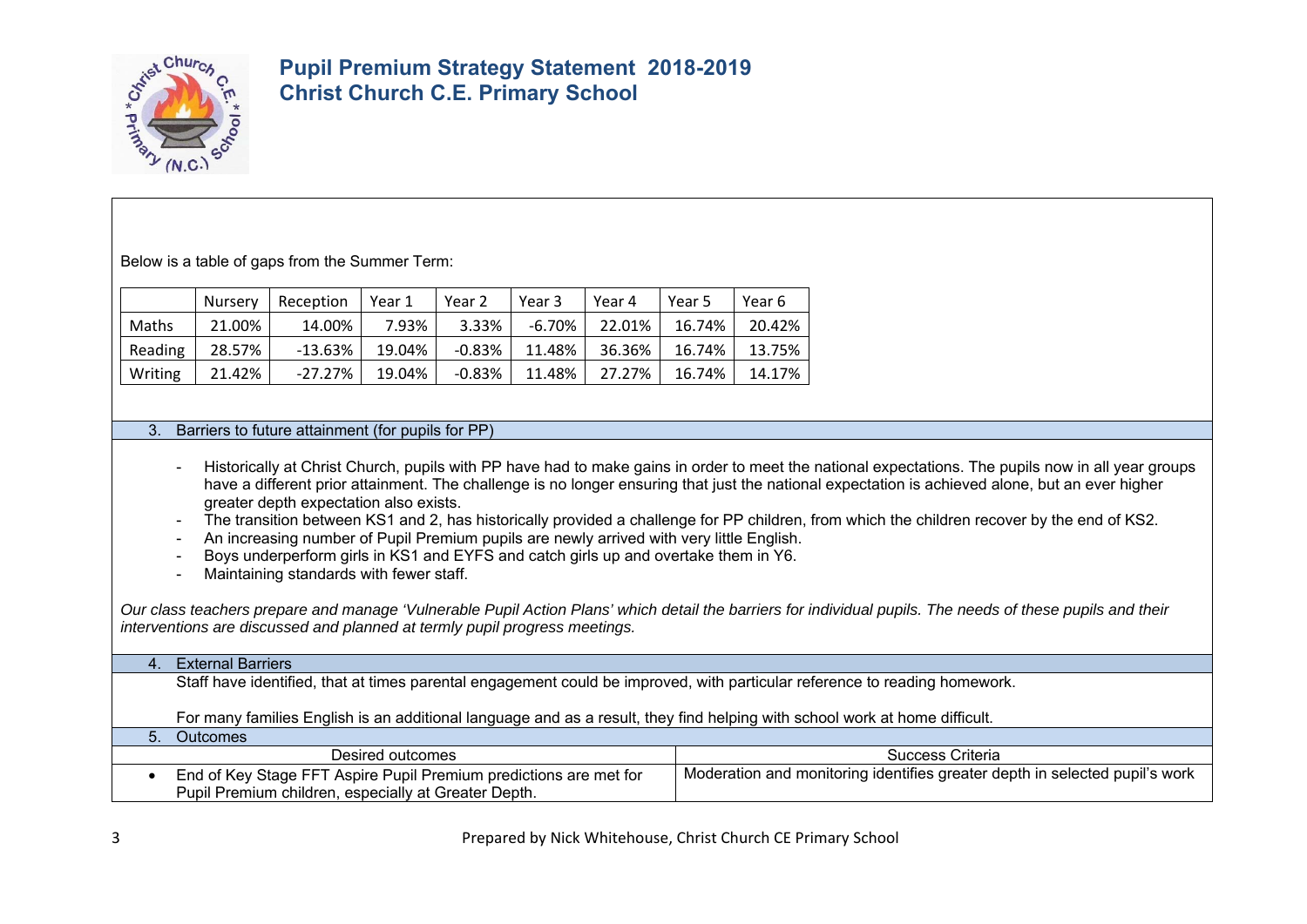Below is a table of gaps from the Summer Term:

| | Nursery | Reception | Year 1 | Year 2 | Year 3 | Year 4 | Year 5 | Year 6 |
|---|---|---|---|---|---|---|---|---|
| Maths | 21.00% | 14.00% | 7.93% | 3.33% | -6.70% | 22.01% | 16.74% | 20.42% |
| Reading | 28.57% | -13.63% | 19.04% | -0.83% | 11.48% | 36.36% | 16.74% | 13.75% |
| Writing | 21.42% | -27.27% | 19.04% | -0.83% | 11.48% | 27.27% | 16.74% | 14.17% |

## 3. Barriers to future attainment (for pupils for PP)

- Historically at Christ Church, pupils with PP have had to make gains in order to meet the national expectations. The pupils now in all year groups have a different prior attainment. The challenge is no longer ensuring that just the national expectation is achieved alone, but an ever higher greater depth expectation also exists.
- The transition between KS1 and 2, has historically provided a challenge for PP children, from which the children recover by the end of KS2.
- An increasing number of Pupil Premium pupils are newly arrived with very little English.
- Boys underperform girls in KS1 and EYFS and catch girls up and overtake them in Y6.
- Maintaining standards with fewer staff.

*Our class teachers prepare and manage 'Vulnerable Pupil Action Plans' which detail the barriers for individual pupils. The needs of these pupils and their interventions are discussed and planned at termly pupil progress meetings.*

## 4. External Barriers

Staff have identified, that at times parental engagement could be improved, with particular reference to reading homework.

For many families English is an additional language and as a result, they find helping with school work at home difficult.

## 5. Outcomes

| Desired outcomes | Success Criteria |
|---|---|
| • End of Key Stage FFT Aspire Pupil Premium predictions are met for Pupil Premium children, especially at Greater Depth. | Moderation and monitoring identifies greater depth in selected pupil's work |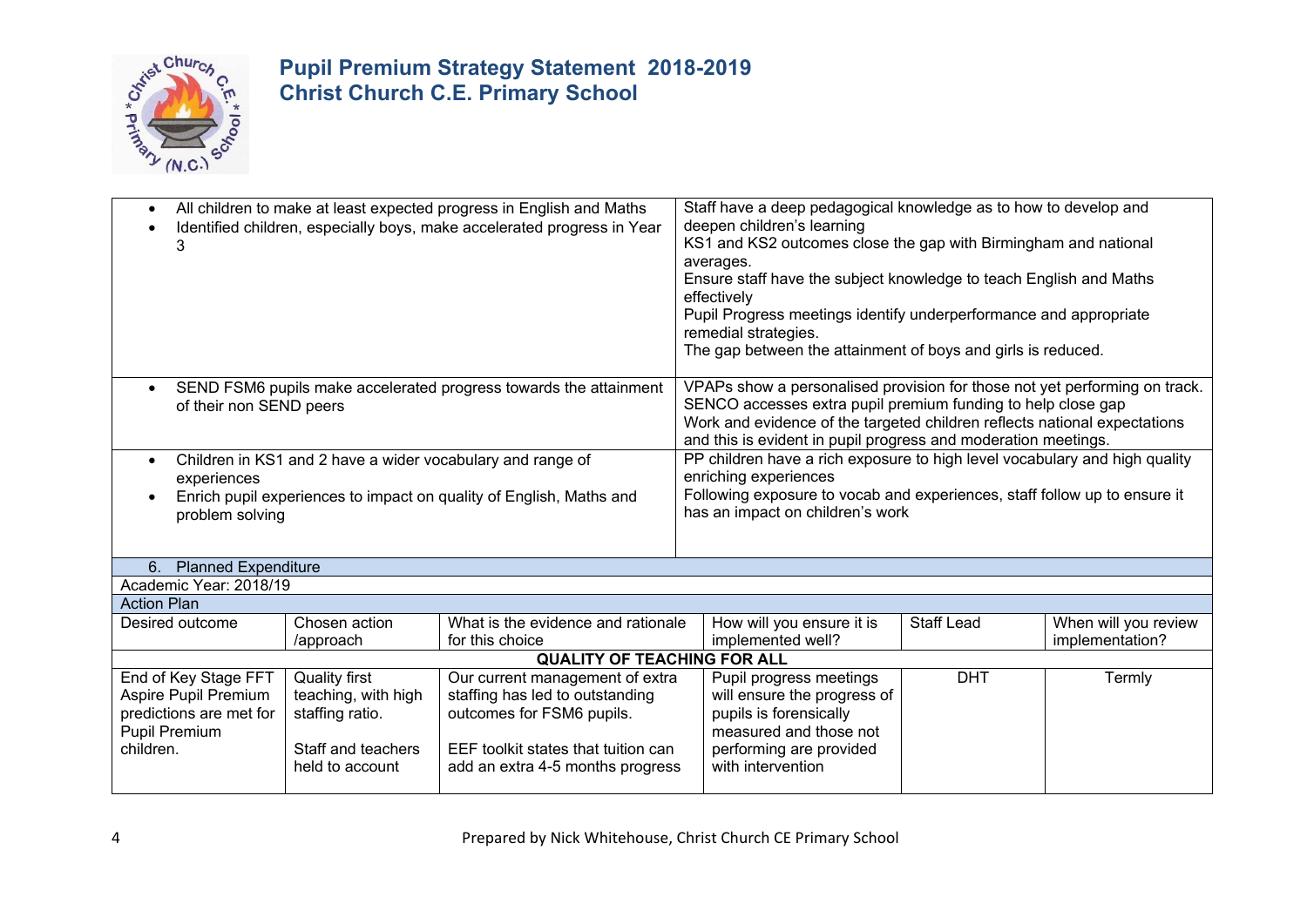# Pupil Premium Strategy Statement 2018-2019
## Christ Church C.E. Primary School

| | |
|---|---|
| • All children to make at least expected progress in English and Maths<br>• Identified children, especially boys, make accelerated progress in Year 3 | Staff have a deep pedagogical knowledge as to how to develop and deepen children's learning<br>KS1 and KS2 outcomes close the gap with Birmingham and national averages.<br>Ensure staff have the subject knowledge to teach English and Maths effectively<br>Pupil Progress meetings identify underperformance and appropriate remedial strategies.<br>The gap between the attainment of boys and girls is reduced. |
| • SEND FSM6 pupils make accelerated progress towards the attainment of their non SEND peers | VPAPs show a personalised provision for those not yet performing on track.<br>SENCO accesses extra pupil premium funding to help close gap<br>Work and evidence of the targeted children reflects national expectations and this is evident in pupil progress and moderation meetings. |
| • Children in KS1 and 2 have a wider vocabulary and range of experiences<br>• Enrich pupil experiences to impact on quality of English, Maths and problem solving | PP children have a rich exposure to high level vocabulary and high quality enriching experiences<br>Following exposure to vocab and experiences, staff follow up to ensure it has an impact on children's work |

6. Planned Expenditure

Academic Year: 2018/19

Action Plan

| Desired outcome | Chosen action /approach | What is the evidence and rationale for this choice | How will you ensure it is implemented well? | Staff Lead | When will you review implementation? |
|---|---|---|---|---|---|
| **QUALITY OF TEACHING FOR ALL** | | | | | |
| End of Key Stage FFT Aspire Pupil Premium predictions are met for Pupil Premium children. | Quality first teaching, with high staffing ratio.<br><br>Staff and teachers held to account | Our current management of extra staffing has led to outstanding outcomes for FSM6 pupils.<br><br>EEF toolkit states that tuition can add an extra 4-5 months progress | Pupil progress meetings will ensure the progress of pupils is forensically measured and those not performing are provided with intervention | DHT | Termly |

Prepared by Nick Whitehouse, Christ Church CE Primary School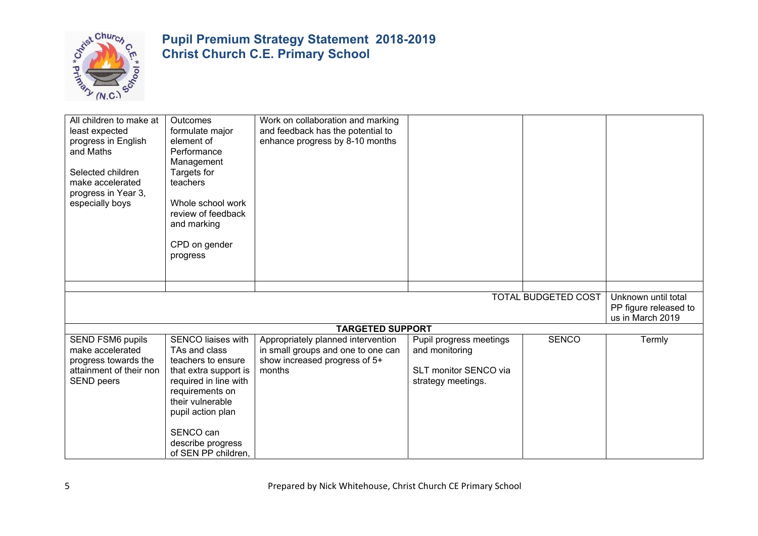# Pupil Premium Strategy Statement 2018-2019
# Christ Church C.E. Primary School

| | | | | | |
|---|---|---|---|---|---|
| All children to make at least expected progress in English and Maths<br><br>Selected children make accelerated progress in Year 3, especially boys | Outcomes formulate major element of Performance Management Targets for teachers<br><br>Whole school work review of feedback and marking<br><br>CPD on gender progress | Work on collaboration and marking and feedback has the potential to enhance progress by 8-10 months | | | |
| | | | | | |
| | | | | TOTAL BUDGETED COST | Unknown until total PP figure released to us in March 2019 |
| **TARGETED SUPPORT** | | | | | |
| SEND FSM6 pupils make accelerated progress towards the attainment of their non SEND peers | SENCO liaises with TAs and class teachers to ensure that extra support is required in line with requirements on their vulnerable pupil action plan<br><br>SENCO can describe progress of SEN PP children, | Appropriately planned intervention in small groups and one to one can show increased progress of 5+ months | Pupil progress meetings and monitoring<br><br>SLT monitor SENCO via strategy meetings. | SENCO | Termly |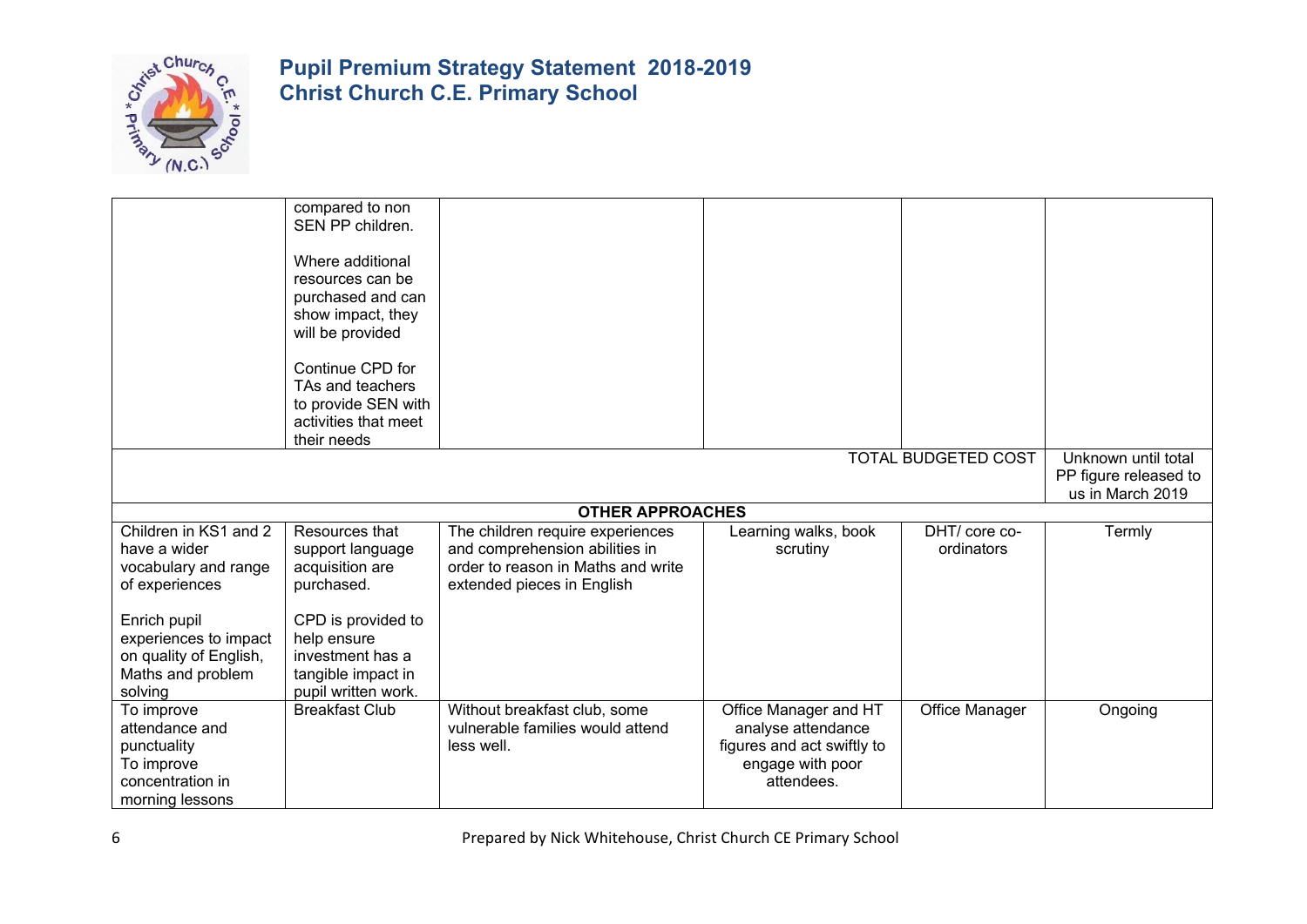| | | | | | |
|---|---|---|---|---|---|
| | compared to non SEN PP children.<br><br>Where additional resources can be purchased and can show impact, they will be provided<br><br>Continue CPD for TAs and teachers to provide SEN with activities that meet their needs | | | | |
| | | | | TOTAL BUDGETED COST | Unknown until total PP figure released to us in March 2019 |
| **OTHER APPROACHES** | | | | | |
| Children in KS1 and 2 have a wider vocabulary and range of experiences<br><br>Enrich pupil experiences to impact on quality of English, Maths and problem solving | Resources that support language acquisition are purchased.<br><br>CPD is provided to help ensure investment has a tangible impact in pupil written work. | The children require experiences and comprehension abilities in order to reason in Maths and write extended pieces in English | Learning walks, book scrutiny | DHT/ core co-ordinators | Termly |
| To improve attendance and punctuality<br>To improve concentration in morning lessons | Breakfast Club | Without breakfast club, some vulnerable families would attend less well. | Office Manager and HT analyse attendance figures and act swiftly to engage with poor attendees. | Office Manager | Ongoing |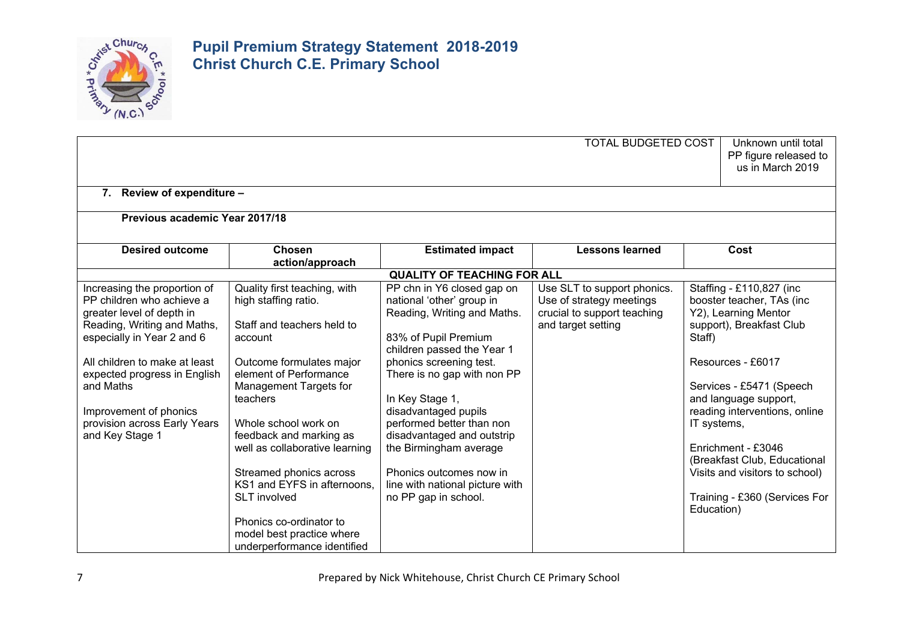# Pupil Premium Strategy Statement 2018-2019
# Christ Church C.E. Primary School

| | |
|---|---|
| TOTAL BUDGETED COST | Unknown until total PP figure released to us in March 2019 |

**7. Review of expenditure –**

**Previous academic Year 2017/18**

| Desired outcome | Chosen action/approach | Estimated impact | Lessons learned | Cost |
|---|---|---|---|---|
| **QUALITY OF TEACHING FOR ALL** | | | | |
| Increasing the proportion of PP children who achieve a greater level of depth in Reading, Writing and Maths, especially in Year 2 and 6<br><br>All children to make at least expected progress in English and Maths<br><br>Improvement of phonics provision across Early Years and Key Stage 1 | Quality first teaching, with high staffing ratio.<br><br>Staff and teachers held to account<br><br>Outcome formulates major element of Performance Management Targets for teachers<br><br>Whole school work on feedback and marking as well as collaborative learning<br><br>Streamed phonics across KS1 and EYFS in afternoons, SLT involved<br><br>Phonics co-ordinator to model best practice where underperformance identified | PP chn in Y6 closed gap on national 'other' group in Reading, Writing and Maths.<br><br>83% of Pupil Premium children passed the Year 1 phonics screening test. There is no gap with non PP<br><br>In Key Stage 1, disadvantaged pupils performed better than non disadvantaged and outstrip the Birmingham average<br><br>Phonics outcomes now in line with national picture with no PP gap in school. | Use SLT to support phonics. Use of strategy meetings crucial to support teaching and target setting | Staffing - £110,827 (inc booster teacher, TAs (inc Y2), Learning Mentor support), Breakfast Club Staff)<br><br>Resources - £6017<br><br>Services - £5471 (Speech and language support, reading interventions, online IT systems,<br><br>Enrichment - £3046 (Breakfast Club, Educational Visits and visitors to school)<br><br>Training - £360 (Services For Education) |

Prepared by Nick Whitehouse, Christ Church CE Primary School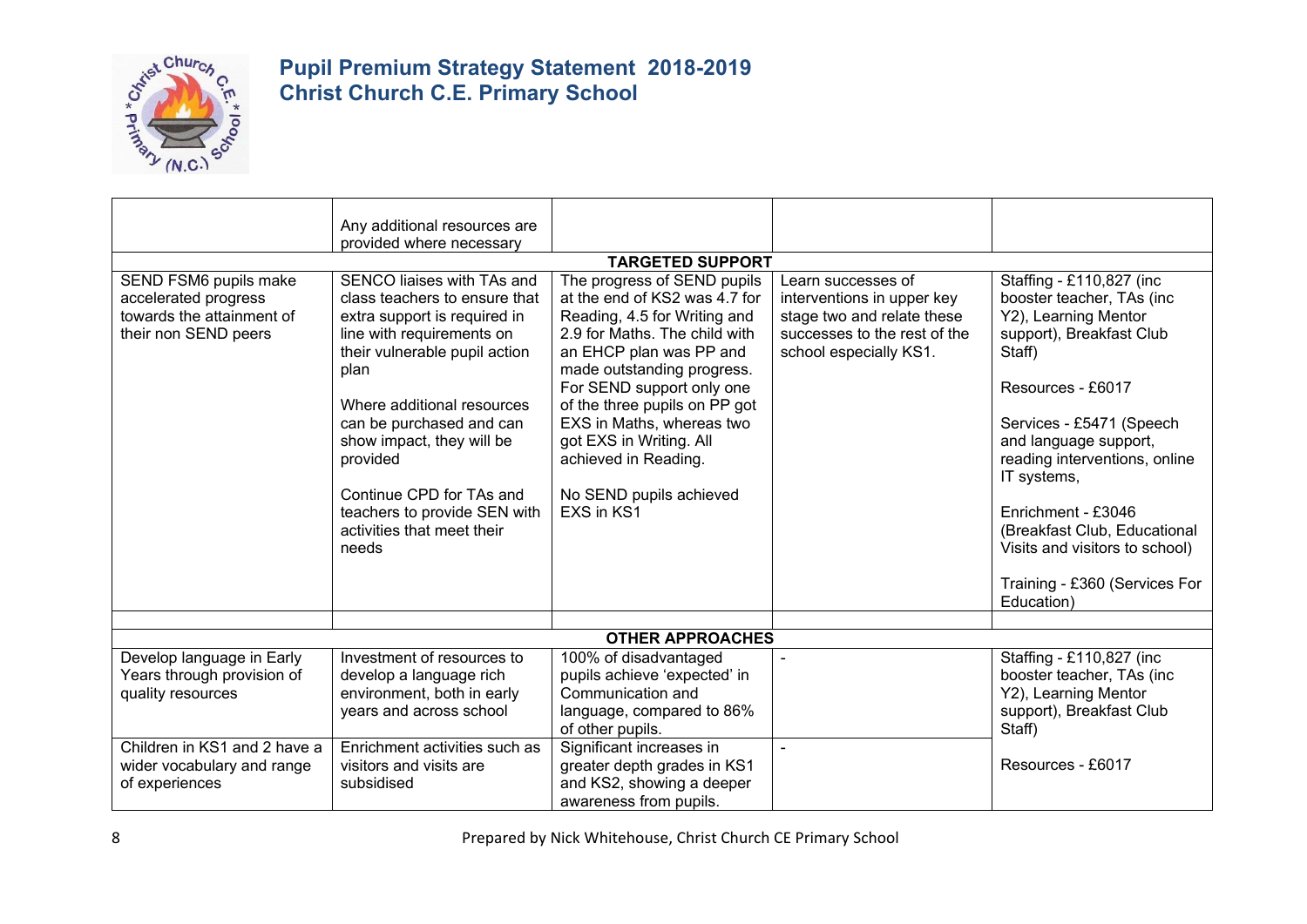# Pupil Premium Strategy Statement 2018-2019
## Christ Church C.E. Primary School

| | | | | |
|---|---|---|---|---|
| | Any additional resources are provided where necessary | | | |
| **TARGETED SUPPORT** | | | | |
| SEND FSM6 pupils make accelerated progress towards the attainment of their non SEND peers | SENCO liaises with TAs and class teachers to ensure that extra support is required in line with requirements on their vulnerable pupil action plan<br><br>Where additional resources can be purchased and can show impact, they will be provided<br><br>Continue CPD for TAs and teachers to provide SEN with activities that meet their needs | The progress of SEND pupils at the end of KS2 was 4.7 for Reading, 4.5 for Writing and 2.9 for Maths. The child with an EHCP plan was PP and made outstanding progress. For SEND support only one of the three pupils on PP got EXS in Maths, whereas two got EXS in Writing. All achieved in Reading.<br><br>No SEND pupils achieved EXS in KS1 | Learn successes of interventions in upper key stage two and relate these successes to the rest of the school especially KS1. | Staffing - £110,827 (inc booster teacher, TAs (inc Y2), Learning Mentor support), Breakfast Club Staff)<br><br>Resources - £6017<br><br>Services - £5471 (Speech and language support, reading interventions, online IT systems,<br><br>Enrichment - £3046 (Breakfast Club, Educational Visits and visitors to school)<br><br>Training - £360 (Services For Education) |
| | | | | |
| **OTHER APPROACHES** | | | | |
| Develop language in Early Years through provision of quality resources | Investment of resources to develop a language rich environment, both in early years and across school | 100% of disadvantaged pupils achieve 'expected' in Communication and language, compared to 86% of other pupils. | - | Staffing - £110,827 (inc booster teacher, TAs (inc Y2), Learning Mentor support), Breakfast Club Staff)<br><br>Resources - £6017 |
| Children in KS1 and 2 have a wider vocabulary and range of experiences | Enrichment activities such as visitors and visits are subsidised | Significant increases in greater depth grades in KS1 and KS2, showing a deeper awareness from pupils. | - | |

Prepared by Nick Whitehouse, Christ Church CE Primary School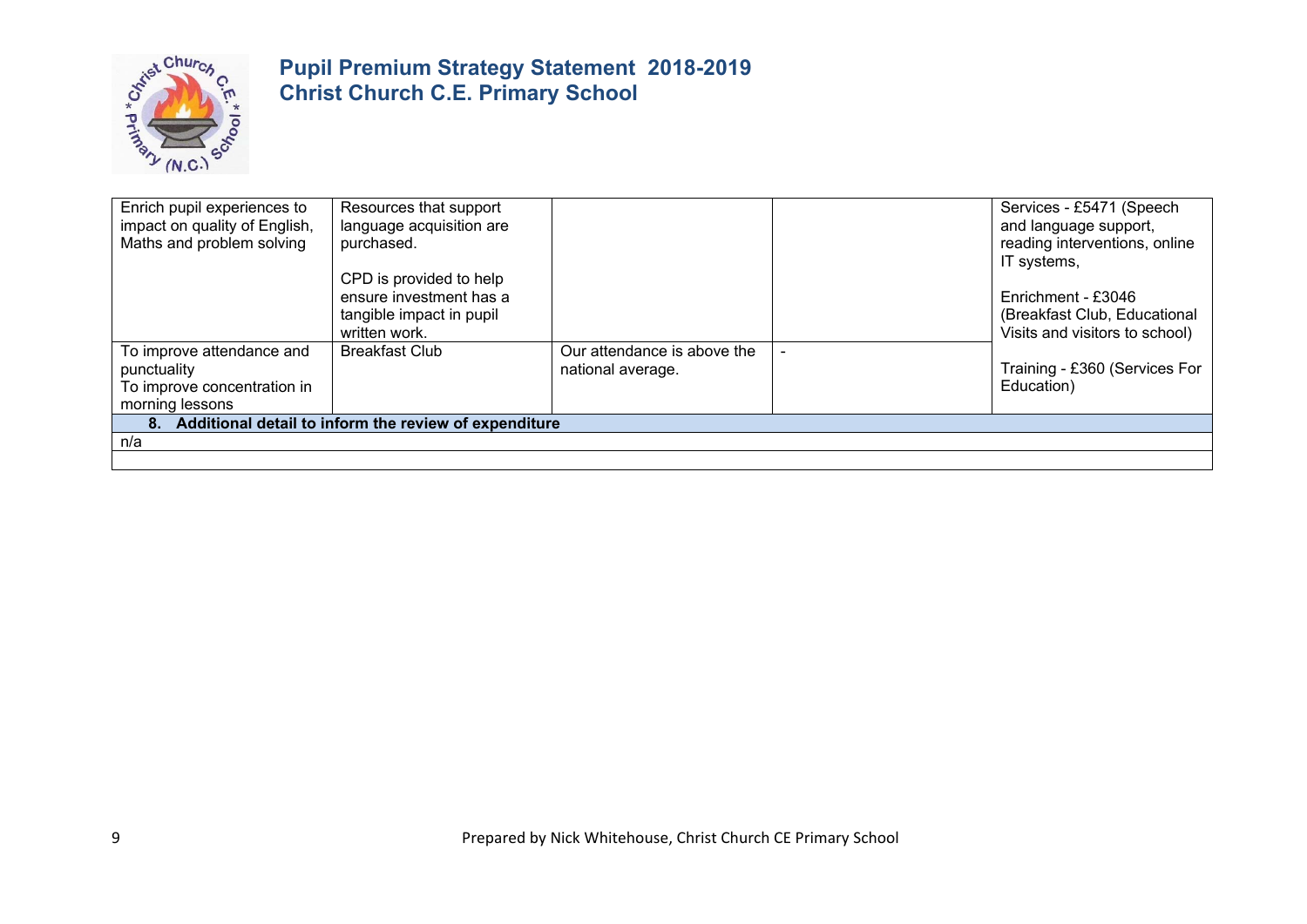| | | | | |
|---|---|---|---|---|
| Enrich pupil experiences to impact on quality of English, Maths and problem solving | Resources that support language acquisition are purchased.<br><br>CPD is provided to help ensure investment has a tangible impact in pupil written work. | | | Services - £5471 (Speech and language support, reading interventions, online IT systems,<br><br>Enrichment - £3046 (Breakfast Club, Educational Visits and visitors to school)<br><br>Training - £360 (Services For Education) |
| To improve attendance and punctuality<br>To improve concentration in morning lessons | Breakfast Club | Our attendance is above the national average. | - | |

## 8. Additional detail to inform the review of expenditure

n/a